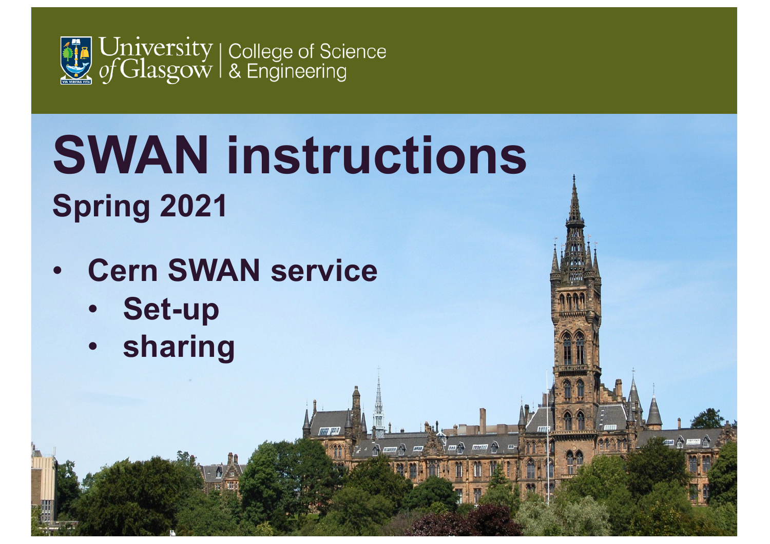University of Glasgow | College of Science & Engineering

# SWAN instructions

## Spring 2021

- **Cern SWAN service**
  - **Set-up**
  - **sharing**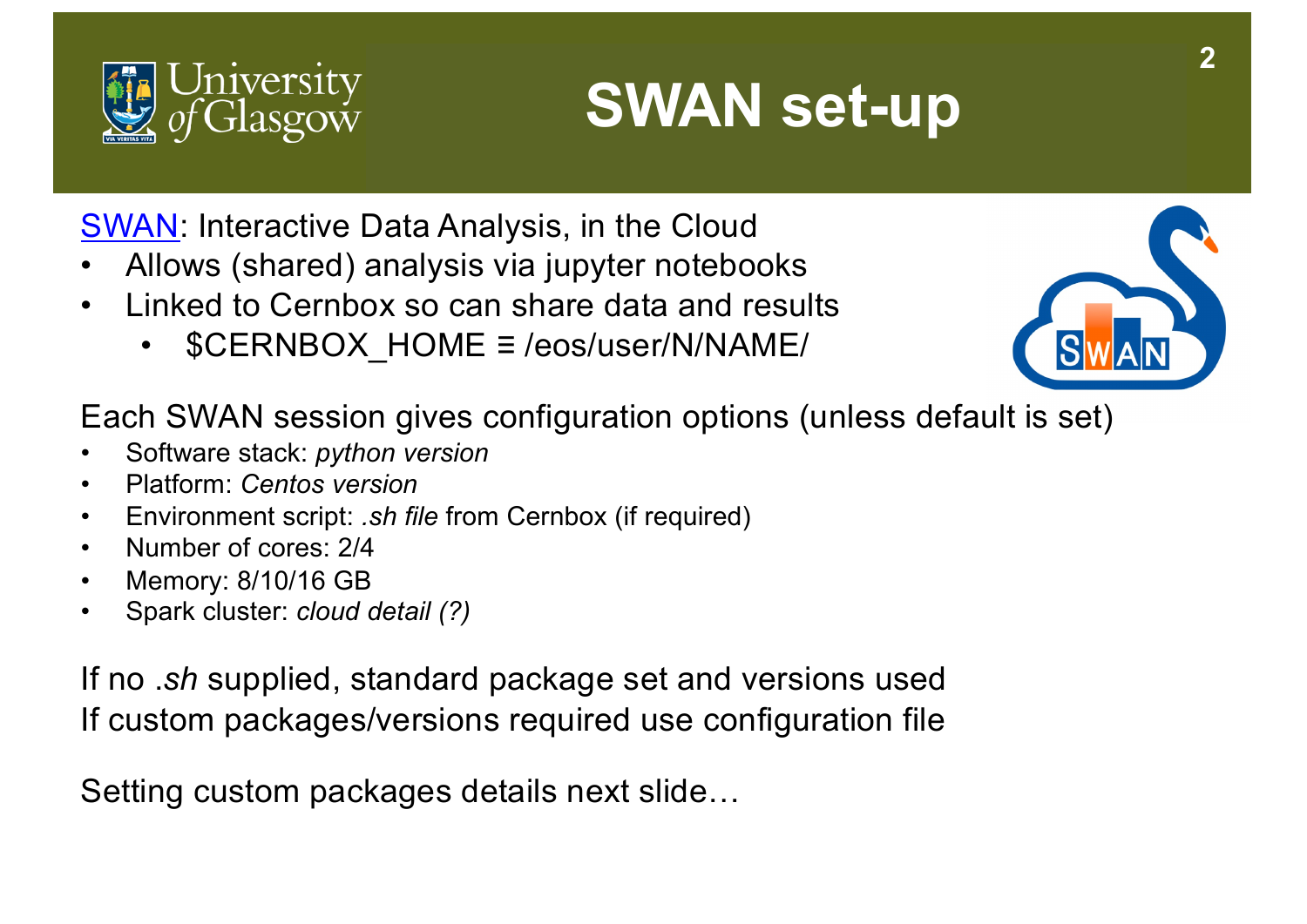# SWAN set-up

SWAN: Interactive Data Analysis, in the Cloud

- Allows (shared) analysis via jupyter notebooks
- Linked to Cernbox so can share data and results
  - $CERNBOX_HOME ≡ /eos/user/N/NAME/

Each SWAN session gives configuration options (unless default is set)

- Software stack: *python version*
- Platform: *Centos version*
- Environment script: *.sh file* from Cernbox (if required)
- Number of cores: 2/4
- Memory: 8/10/16 GB
- Spark cluster: *cloud detail (?)*

If no *.sh* supplied, standard package set and versions used
If custom packages/versions required use configuration file

Setting custom packages details next slide…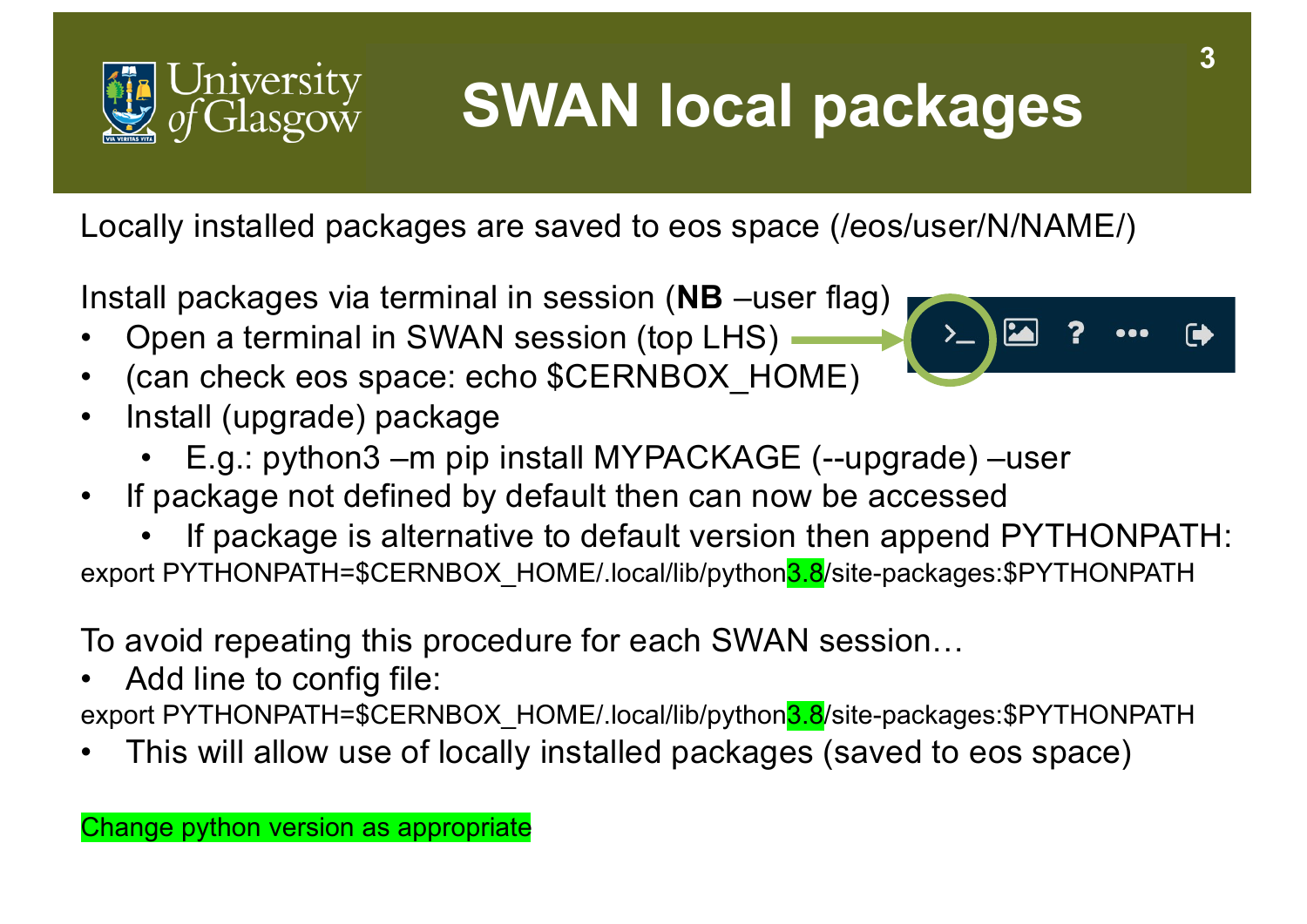# SWAN local packages

Locally installed packages are saved to eos space (/eos/user/N/NAME/)

Install packages via terminal in session (**NB** –user flag)

- Open a terminal in SWAN session (top LHS)
- (can check eos space: echo $CERNBOX_HOME)
- Install (upgrade) package
  - E.g.: python3 –m pip install MYPACKAGE (--upgrade) –user
- If package not defined by default then can now be accessed
  - If package is alternative to default version then append PYTHONPATH:

```
export PYTHONPATH=$CERNBOX_HOME/.local/lib/python3.8/site-packages:$PYTHONPATH
```

To avoid repeating this procedure for each SWAN session…

- Add line to config file:

```
export PYTHONPATH=$CERNBOX_HOME/.local/lib/python3.8/site-packages:$PYTHONPATH
```

- This will allow use of locally installed packages (saved to eos space)

Change python version as appropriate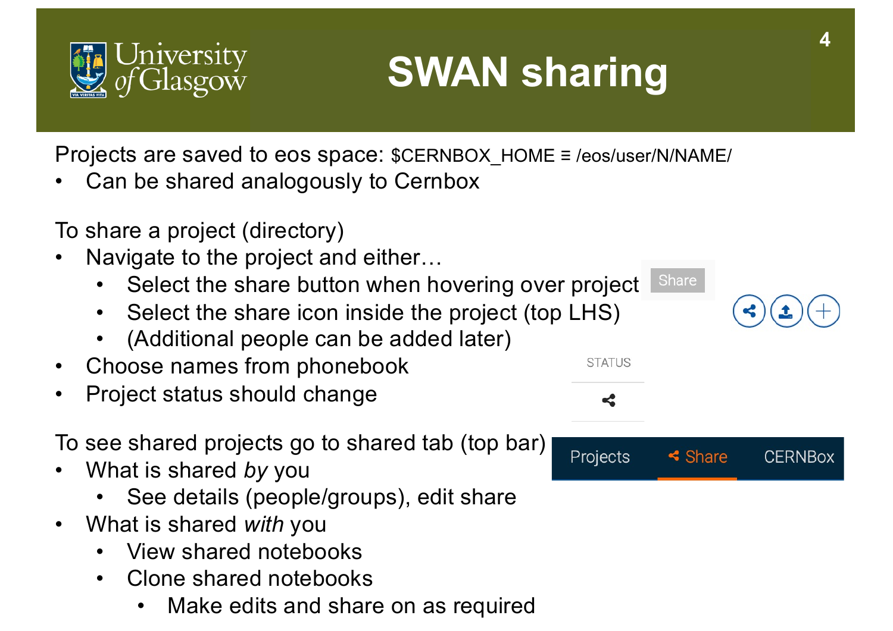# SWAN sharing

Projects are saved to eos space: $CERNBOX_HOME ≡ /eos/user/N/NAME/

- Can be shared analogously to Cernbox

To share a project (directory)

- Navigate to the project and either…
  - Select the share button when hovering over project
  - Select the share icon inside the project (top LHS)
  - (Additional people can be added later)
- Choose names from phonebook
- Project status should change

To see shared projects go to shared tab (top bar)

- What is shared *by* you
  - See details (people/groups), edit share
- What is shared *with* you
  - View shared notebooks
  - Clone shared notebooks
    - Make edits and share on as required